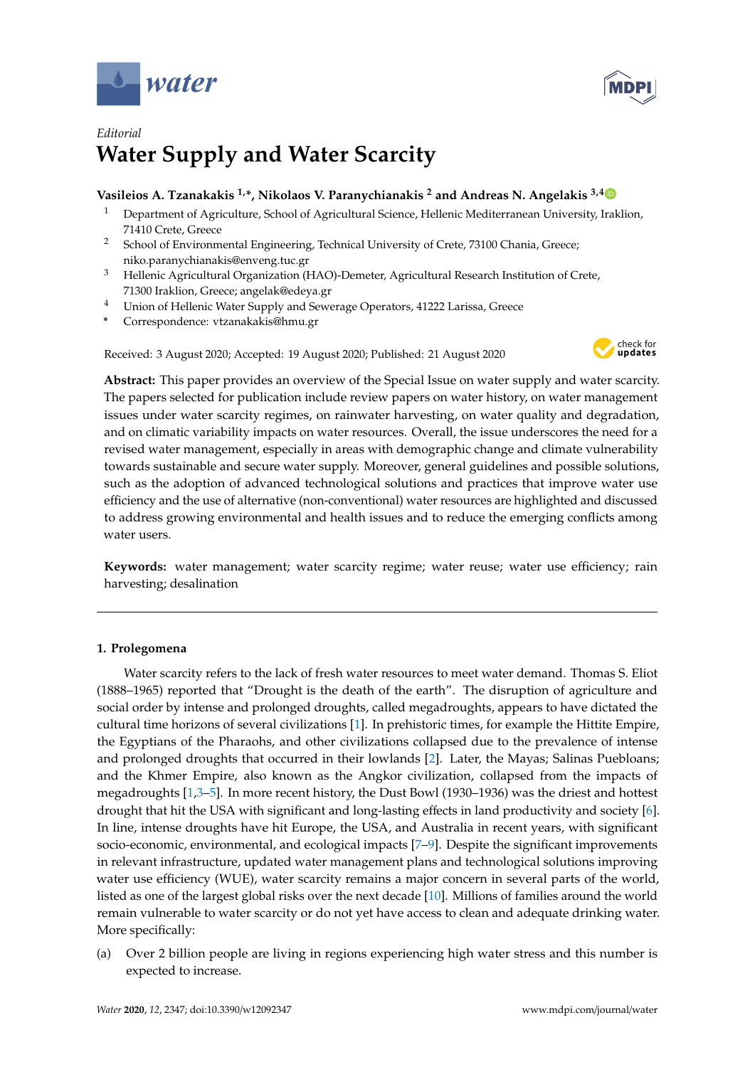*Editorial*

# Water Supply and Water Scarcity

**Vasileios A. Tzanakakis [1,*], Nikolaos V. Paranychianakis [2] and Andreas N. Angelakis [3,4]**

1. Department of Agriculture, School of Agricultural Science, Hellenic Mediterranean University, Iraklion, 71410 Crete, Greece
2. School of Environmental Engineering, Technical University of Crete, 73100 Chania, Greece; niko.paranychianakis@enveng.tuc.gr
3. Hellenic Agricultural Organization (HAO)-Demeter, Agricultural Research Institution of Crete, 71300 Iraklion, Greece; angelak@edeya.gr
4. Union of Hellenic Water Supply and Sewerage Operators, 41222 Larissa, Greece

\* Correspondence: vtzanakakis@hmu.gr

Received: 3 August 2020; Accepted: 19 August 2020; Published: 21 August 2020

**Abstract:** This paper provides an overview of the Special Issue on water supply and water scarcity. The papers selected for publication include review papers on water history, on water management issues under water scarcity regimes, on rainwater harvesting, on water quality and degradation, and on climatic variability impacts on water resources. Overall, the issue underscores the need for a revised water management, especially in areas with demographic change and climate vulnerability towards sustainable and secure water supply. Moreover, general guidelines and possible solutions, such as the adoption of advanced technological solutions and practices that improve water use efficiency and the use of alternative (non-conventional) water resources are highlighted and discussed to address growing environmental and health issues and to reduce the emerging conflicts among water users.

**Keywords:** water management; water scarcity regime; water reuse; water use efficiency; rain harvesting; desalination

## 1. Prolegomena

Water scarcity refers to the lack of fresh water resources to meet water demand. Thomas S. Eliot (1888–1965) reported that "Drought is the death of the earth". The disruption of agriculture and social order by intense and prolonged droughts, called megadroughts, appears to have dictated the cultural time horizons of several civilizations [1]. In prehistoric times, for example the Hittite Empire, the Egyptians of the Pharaohs, and other civilizations collapsed due to the prevalence of intense and prolonged droughts that occurred in their lowlands [2]. Later, the Mayas; Salinas Puebloans; and the Khmer Empire, also known as the Angkor civilization, collapsed from the impacts of megadroughts [1,3–5]. In more recent history, the Dust Bowl (1930–1936) was the driest and hottest drought that hit the USA with significant and long-lasting effects in land productivity and society [6]. In line, intense droughts have hit Europe, the USA, and Australia in recent years, with significant socio-economic, environmental, and ecological impacts [7–9]. Despite the significant improvements in relevant infrastructure, updated water management plans and technological solutions improving water use efficiency (WUE), water scarcity remains a major concern in several parts of the world, listed as one of the largest global risks over the next decade [10]. Millions of families around the world remain vulnerable to water scarcity or do not yet have access to clean and adequate drinking water. More specifically:

(a) Over 2 billion people are living in regions experiencing high water stress and this number is expected to increase.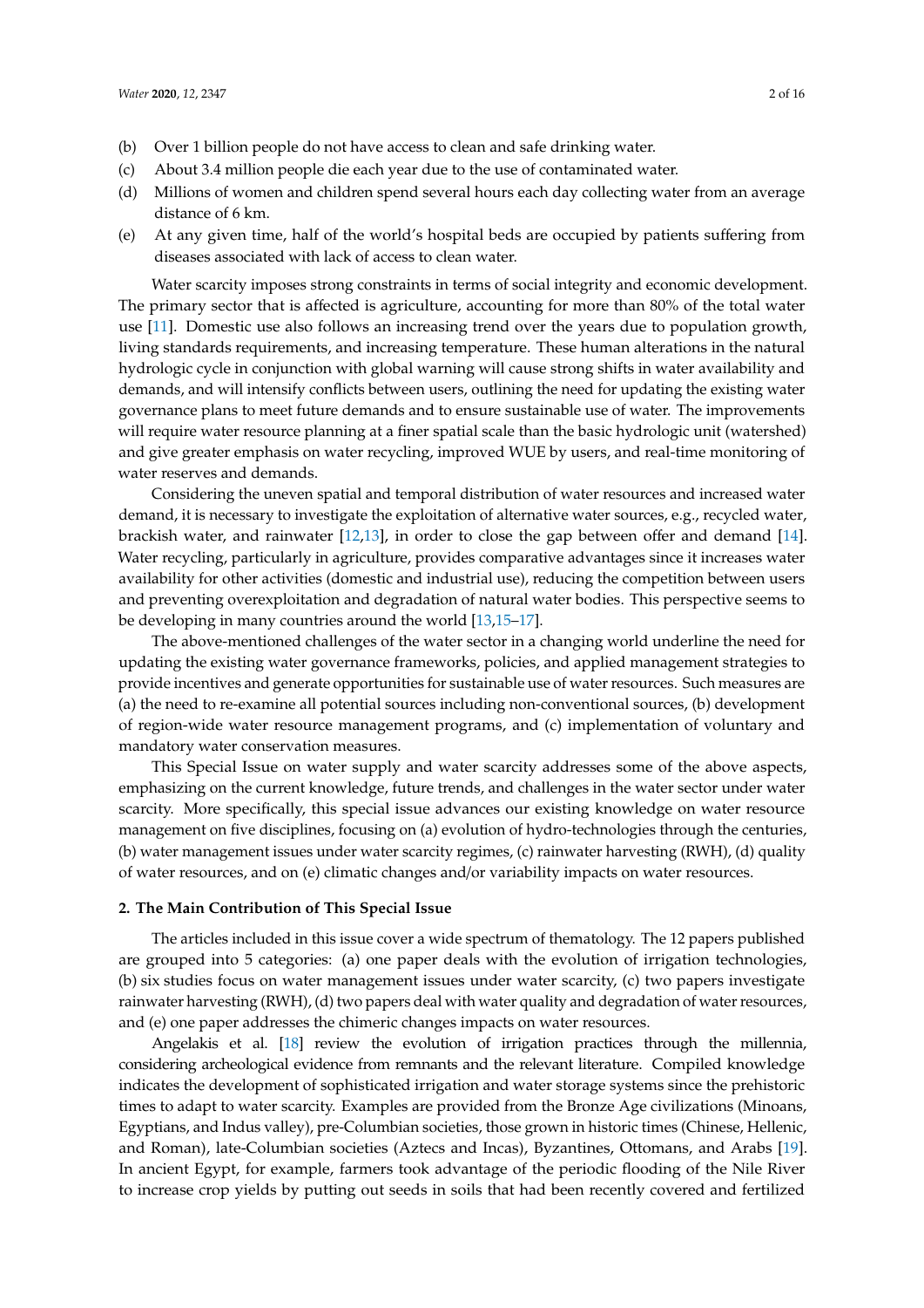(b) Over 1 billion people do not have access to clean and safe drinking water.
(c) About 3.4 million people die each year due to the use of contaminated water.
(d) Millions of women and children spend several hours each day collecting water from an average distance of 6 km.
(e) At any given time, half of the world's hospital beds are occupied by patients suffering from diseases associated with lack of access to clean water.

Water scarcity imposes strong constraints in terms of social integrity and economic development. The primary sector that is affected is agriculture, accounting for more than 80% of the total water use [11]. Domestic use also follows an increasing trend over the years due to population growth, living standards requirements, and increasing temperature. These human alterations in the natural hydrologic cycle in conjunction with global warning will cause strong shifts in water availability and demands, and will intensify conflicts between users, outlining the need for updating the existing water governance plans to meet future demands and to ensure sustainable use of water. The improvements will require water resource planning at a finer spatial scale than the basic hydrologic unit (watershed) and give greater emphasis on water recycling, improved WUE by users, and real-time monitoring of water reserves and demands.

Considering the uneven spatial and temporal distribution of water resources and increased water demand, it is necessary to investigate the exploitation of alternative water sources, e.g., recycled water, brackish water, and rainwater [12,13], in order to close the gap between offer and demand [14]. Water recycling, particularly in agriculture, provides comparative advantages since it increases water availability for other activities (domestic and industrial use), reducing the competition between users and preventing overexploitation and degradation of natural water bodies. This perspective seems to be developing in many countries around the world [13,15–17].

The above-mentioned challenges of the water sector in a changing world underline the need for updating the existing water governance frameworks, policies, and applied management strategies to provide incentives and generate opportunities for sustainable use of water resources. Such measures are (a) the need to re-examine all potential sources including non-conventional sources, (b) development of region-wide water resource management programs, and (c) implementation of voluntary and mandatory water conservation measures.

This Special Issue on water supply and water scarcity addresses some of the above aspects, emphasizing on the current knowledge, future trends, and challenges in the water sector under water scarcity. More specifically, this special issue advances our existing knowledge on water resource management on five disciplines, focusing on (a) evolution of hydro-technologies through the centuries, (b) water management issues under water scarcity regimes, (c) rainwater harvesting (RWH), (d) quality of water resources, and on (e) climatic changes and/or variability impacts on water resources.

## 2. The Main Contribution of This Special Issue

The articles included in this issue cover a wide spectrum of thematology. The 12 papers published are grouped into 5 categories: (a) one paper deals with the evolution of irrigation technologies, (b) six studies focus on water management issues under water scarcity, (c) two papers investigate rainwater harvesting (RWH), (d) two papers deal with water quality and degradation of water resources, and (e) one paper addresses the chimeric changes impacts on water resources.

Angelakis et al. [18] review the evolution of irrigation practices through the millennia, considering archeological evidence from remnants and the relevant literature. Compiled knowledge indicates the development of sophisticated irrigation and water storage systems since the prehistoric times to adapt to water scarcity. Examples are provided from the Bronze Age civilizations (Minoans, Egyptians, and Indus valley), pre-Columbian societies, those grown in historic times (Chinese, Hellenic, and Roman), late-Columbian societies (Aztecs and Incas), Byzantines, Ottomans, and Arabs [19]. In ancient Egypt, for example, farmers took advantage of the periodic flooding of the Nile River to increase crop yields by putting out seeds in soils that had been recently covered and fertilized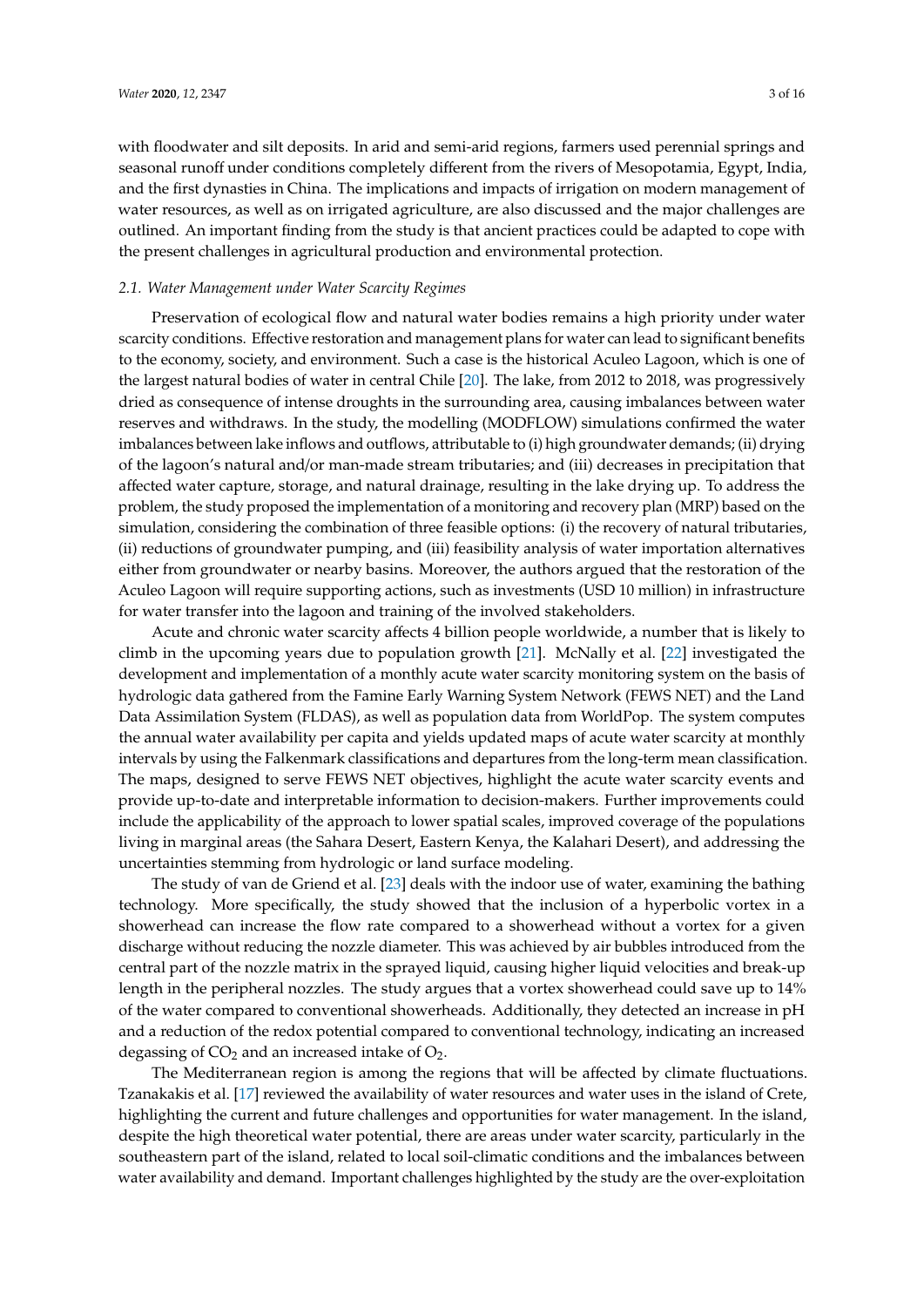with floodwater and silt deposits. In arid and semi-arid regions, farmers used perennial springs and seasonal runoff under conditions completely different from the rivers of Mesopotamia, Egypt, India, and the first dynasties in China. The implications and impacts of irrigation on modern management of water resources, as well as on irrigated agriculture, are also discussed and the major challenges are outlined. An important finding from the study is that ancient practices could be adapted to cope with the present challenges in agricultural production and environmental protection.

### *2.1. Water Management under Water Scarcity Regimes*

Preservation of ecological flow and natural water bodies remains a high priority under water scarcity conditions. Effective restoration and management plans for water can lead to significant benefits to the economy, society, and environment. Such a case is the historical Aculeo Lagoon, which is one of the largest natural bodies of water in central Chile [20]. The lake, from 2012 to 2018, was progressively dried as consequence of intense droughts in the surrounding area, causing imbalances between water reserves and withdraws. In the study, the modelling (MODFLOW) simulations confirmed the water imbalances between lake inflows and outflows, attributable to (i) high groundwater demands; (ii) drying of the lagoon's natural and/or man-made stream tributaries; and (iii) decreases in precipitation that affected water capture, storage, and natural drainage, resulting in the lake drying up. To address the problem, the study proposed the implementation of a monitoring and recovery plan (MRP) based on the simulation, considering the combination of three feasible options: (i) the recovery of natural tributaries, (ii) reductions of groundwater pumping, and (iii) feasibility analysis of water importation alternatives either from groundwater or nearby basins. Moreover, the authors argued that the restoration of the Aculeo Lagoon will require supporting actions, such as investments (USD 10 million) in infrastructure for water transfer into the lagoon and training of the involved stakeholders.

Acute and chronic water scarcity affects 4 billion people worldwide, a number that is likely to climb in the upcoming years due to population growth [21]. McNally et al. [22] investigated the development and implementation of a monthly acute water scarcity monitoring system on the basis of hydrologic data gathered from the Famine Early Warning System Network (FEWS NET) and the Land Data Assimilation System (FLDAS), as well as population data from WorldPop. The system computes the annual water availability per capita and yields updated maps of acute water scarcity at monthly intervals by using the Falkenmark classifications and departures from the long-term mean classification. The maps, designed to serve FEWS NET objectives, highlight the acute water scarcity events and provide up-to-date and interpretable information to decision-makers. Further improvements could include the applicability of the approach to lower spatial scales, improved coverage of the populations living in marginal areas (the Sahara Desert, Eastern Kenya, the Kalahari Desert), and addressing the uncertainties stemming from hydrologic or land surface modeling.

The study of van de Griend et al. [23] deals with the indoor use of water, examining the bathing technology. More specifically, the study showed that the inclusion of a hyperbolic vortex in a showerhead can increase the flow rate compared to a showerhead without a vortex for a given discharge without reducing the nozzle diameter. This was achieved by air bubbles introduced from the central part of the nozzle matrix in the sprayed liquid, causing higher liquid velocities and break-up length in the peripheral nozzles. The study argues that a vortex showerhead could save up to 14% of the water compared to conventional showerheads. Additionally, they detected an increase in pH and a reduction of the redox potential compared to conventional technology, indicating an increased degassing of $CO_2$ and an increased intake of $O_2$.

The Mediterranean region is among the regions that will be affected by climate fluctuations. Tzanakakis et al. [17] reviewed the availability of water resources and water uses in the island of Crete, highlighting the current and future challenges and opportunities for water management. In the island, despite the high theoretical water potential, there are areas under water scarcity, particularly in the southeastern part of the island, related to local soil-climatic conditions and the imbalances between water availability and demand. Important challenges highlighted by the study are the over-exploitation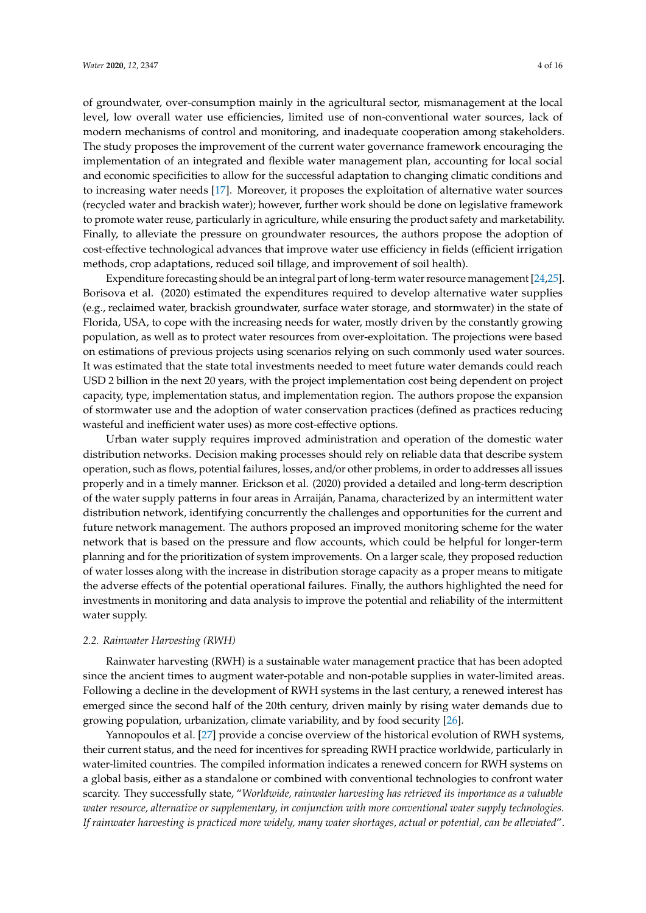of groundwater, over-consumption mainly in the agricultural sector, mismanagement at the local level, low overall water use efficiencies, limited use of non-conventional water sources, lack of modern mechanisms of control and monitoring, and inadequate cooperation among stakeholders. The study proposes the improvement of the current water governance framework encouraging the implementation of an integrated and flexible water management plan, accounting for local social and economic specificities to allow for the successful adaptation to changing climatic conditions and to increasing water needs [17]. Moreover, it proposes the exploitation of alternative water sources (recycled water and brackish water); however, further work should be done on legislative framework to promote water reuse, particularly in agriculture, while ensuring the product safety and marketability. Finally, to alleviate the pressure on groundwater resources, the authors propose the adoption of cost-effective technological advances that improve water use efficiency in fields (efficient irrigation methods, crop adaptations, reduced soil tillage, and improvement of soil health).

Expenditure forecasting should be an integral part of long-term water resource management [24,25]. Borisova et al. (2020) estimated the expenditures required to develop alternative water supplies (e.g., reclaimed water, brackish groundwater, surface water storage, and stormwater) in the state of Florida, USA, to cope with the increasing needs for water, mostly driven by the constantly growing population, as well as to protect water resources from over-exploitation. The projections were based on estimations of previous projects using scenarios relying on such commonly used water sources. It was estimated that the state total investments needed to meet future water demands could reach USD 2 billion in the next 20 years, with the project implementation cost being dependent on project capacity, type, implementation status, and implementation region. The authors propose the expansion of stormwater use and the adoption of water conservation practices (defined as practices reducing wasteful and inefficient water uses) as more cost-effective options.

Urban water supply requires improved administration and operation of the domestic water distribution networks. Decision making processes should rely on reliable data that describe system operation, such as flows, potential failures, losses, and/or other problems, in order to addresses all issues properly and in a timely manner. Erickson et al. (2020) provided a detailed and long-term description of the water supply patterns in four areas in Arraiján, Panama, characterized by an intermittent water distribution network, identifying concurrently the challenges and opportunities for the current and future network management. The authors proposed an improved monitoring scheme for the water network that is based on the pressure and flow accounts, which could be helpful for longer-term planning and for the prioritization of system improvements. On a larger scale, they proposed reduction of water losses along with the increase in distribution storage capacity as a proper means to mitigate the adverse effects of the potential operational failures. Finally, the authors highlighted the need for investments in monitoring and data analysis to improve the potential and reliability of the intermittent water supply.

### *2.2. Rainwater Harvesting (RWH)*

Rainwater harvesting (RWH) is a sustainable water management practice that has been adopted since the ancient times to augment water-potable and non-potable supplies in water-limited areas. Following a decline in the development of RWH systems in the last century, a renewed interest has emerged since the second half of the 20th century, driven mainly by rising water demands due to growing population, urbanization, climate variability, and by food security [26].

Yannopoulos et al. [27] provide a concise overview of the historical evolution of RWH systems, their current status, and the need for incentives for spreading RWH practice worldwide, particularly in water-limited countries. The compiled information indicates a renewed concern for RWH systems on a global basis, either as a standalone or combined with conventional technologies to confront water scarcity. They successfully state, "*Worldwide, rainwater harvesting has retrieved its importance as a valuable water resource, alternative or supplementary, in conjunction with more conventional water supply technologies. If rainwater harvesting is practiced more widely, many water shortages, actual or potential, can be alleviated*".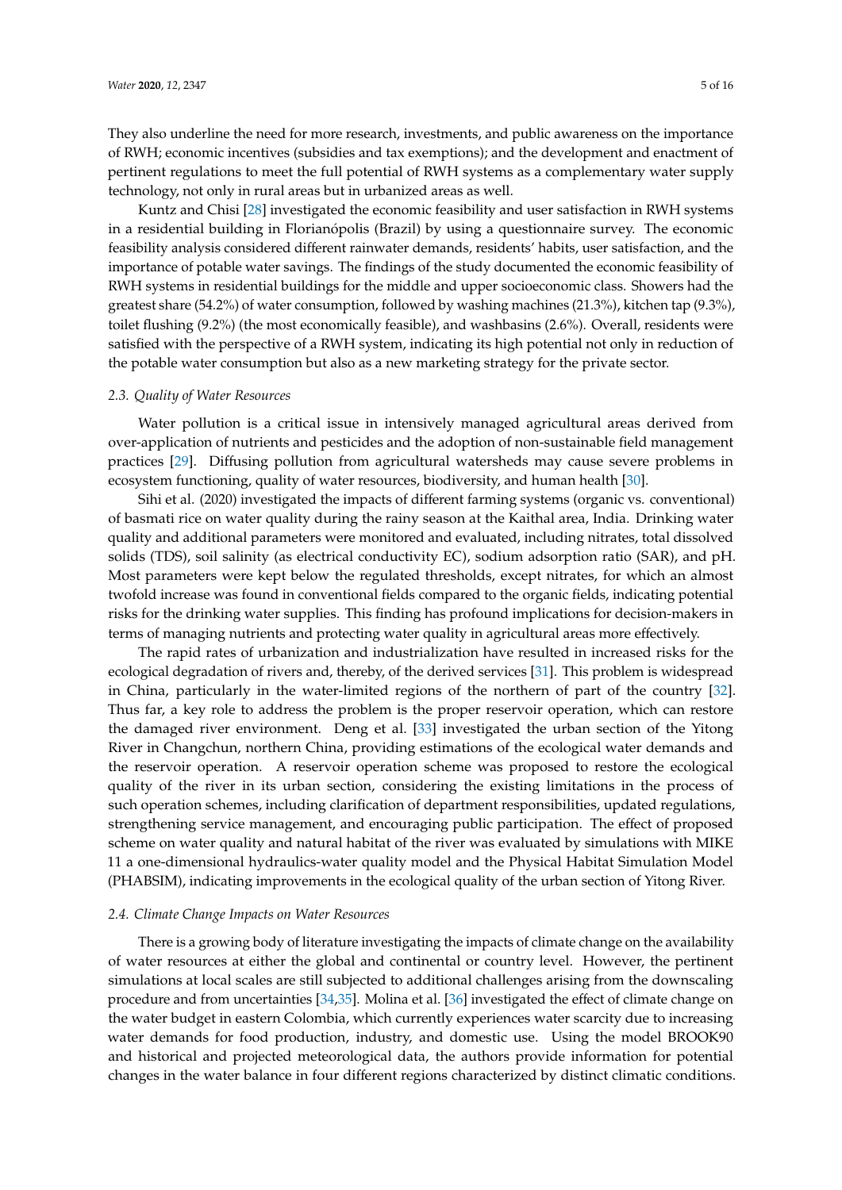They also underline the need for more research, investments, and public awareness on the importance of RWH; economic incentives (subsidies and tax exemptions); and the development and enactment of pertinent regulations to meet the full potential of RWH systems as a complementary water supply technology, not only in rural areas but in urbanized areas as well.

Kuntz and Chisi [28] investigated the economic feasibility and user satisfaction in RWH systems in a residential building in Florianópolis (Brazil) by using a questionnaire survey. The economic feasibility analysis considered different rainwater demands, residents' habits, user satisfaction, and the importance of potable water savings. The findings of the study documented the economic feasibility of RWH systems in residential buildings for the middle and upper socioeconomic class. Showers had the greatest share (54.2%) of water consumption, followed by washing machines (21.3%), kitchen tap (9.3%), toilet flushing (9.2%) (the most economically feasible), and washbasins (2.6%). Overall, residents were satisfied with the perspective of a RWH system, indicating its high potential not only in reduction of the potable water consumption but also as a new marketing strategy for the private sector.

### *2.3. Quality of Water Resources*

Water pollution is a critical issue in intensively managed agricultural areas derived from over-application of nutrients and pesticides and the adoption of non-sustainable field management practices [29]. Diffusing pollution from agricultural watersheds may cause severe problems in ecosystem functioning, quality of water resources, biodiversity, and human health [30].

Sihi et al. (2020) investigated the impacts of different farming systems (organic vs. conventional) of basmati rice on water quality during the rainy season at the Kaithal area, India. Drinking water quality and additional parameters were monitored and evaluated, including nitrates, total dissolved solids (TDS), soil salinity (as electrical conductivity EC), sodium adsorption ratio (SAR), and pH. Most parameters were kept below the regulated thresholds, except nitrates, for which an almost twofold increase was found in conventional fields compared to the organic fields, indicating potential risks for the drinking water supplies. This finding has profound implications for decision-makers in terms of managing nutrients and protecting water quality in agricultural areas more effectively.

The rapid rates of urbanization and industrialization have resulted in increased risks for the ecological degradation of rivers and, thereby, of the derived services [31]. This problem is widespread in China, particularly in the water-limited regions of the northern of part of the country [32]. Thus far, a key role to address the problem is the proper reservoir operation, which can restore the damaged river environment. Deng et al. [33] investigated the urban section of the Yitong River in Changchun, northern China, providing estimations of the ecological water demands and the reservoir operation. A reservoir operation scheme was proposed to restore the ecological quality of the river in its urban section, considering the existing limitations in the process of such operation schemes, including clarification of department responsibilities, updated regulations, strengthening service management, and encouraging public participation. The effect of proposed scheme on water quality and natural habitat of the river was evaluated by simulations with MIKE 11 a one-dimensional hydraulics-water quality model and the Physical Habitat Simulation Model (PHABSIM), indicating improvements in the ecological quality of the urban section of Yitong River.

### *2.4. Climate Change Impacts on Water Resources*

There is a growing body of literature investigating the impacts of climate change on the availability of water resources at either the global and continental or country level. However, the pertinent simulations at local scales are still subjected to additional challenges arising from the downscaling procedure and from uncertainties [34,35]. Molina et al. [36] investigated the effect of climate change on the water budget in eastern Colombia, which currently experiences water scarcity due to increasing water demands for food production, industry, and domestic use. Using the model BROOK90 and historical and projected meteorological data, the authors provide information for potential changes in the water balance in four different regions characterized by distinct climatic conditions.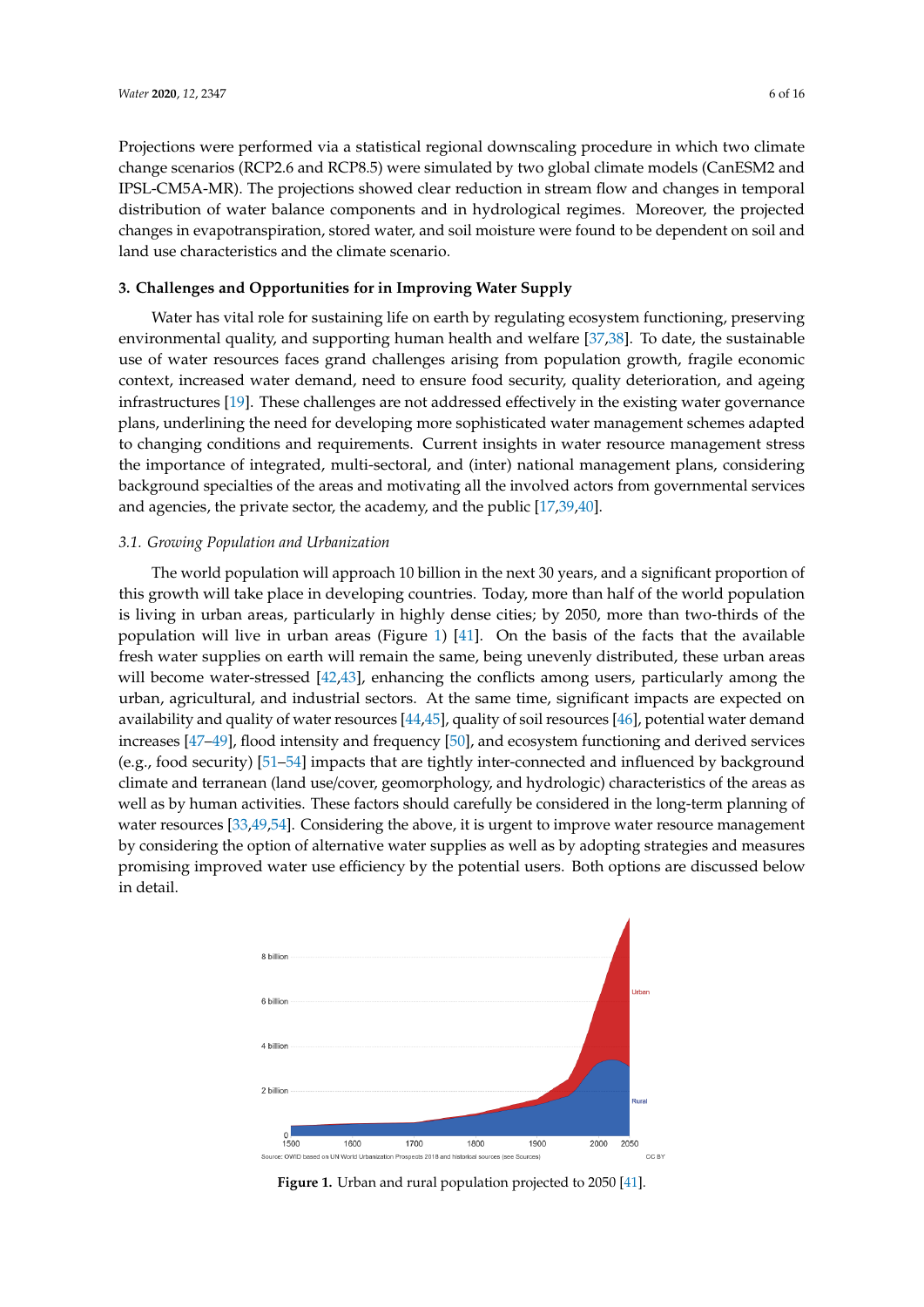Projections were performed via a statistical regional downscaling procedure in which two climate change scenarios (RCP2.6 and RCP8.5) were simulated by two global climate models (CanESM2 and IPSL-CM5A-MR). The projections showed clear reduction in stream flow and changes in temporal distribution of water balance components and in hydrological regimes. Moreover, the projected changes in evapotranspiration, stored water, and soil moisture were found to be dependent on soil and land use characteristics and the climate scenario.

## 3. Challenges and Opportunities for in Improving Water Supply

Water has vital role for sustaining life on earth by regulating ecosystem functioning, preserving environmental quality, and supporting human health and welfare [37,38]. To date, the sustainable use of water resources faces grand challenges arising from population growth, fragile economic context, increased water demand, need to ensure food security, quality deterioration, and ageing infrastructures [19]. These challenges are not addressed effectively in the existing water governance plans, underlining the need for developing more sophisticated water management schemes adapted to changing conditions and requirements. Current insights in water resource management stress the importance of integrated, multi-sectoral, and (inter) national management plans, considering background specialties of the areas and motivating all the involved actors from governmental services and agencies, the private sector, the academy, and the public [17,39,40].

### *3.1. Growing Population and Urbanization*

The world population will approach 10 billion in the next 30 years, and a significant proportion of this growth will take place in developing countries. Today, more than half of the world population is living in urban areas, particularly in highly dense cities; by 2050, more than two-thirds of the population will live in urban areas (Figure 1) [41]. On the basis of the facts that the available fresh water supplies on earth will remain the same, being unevenly distributed, these urban areas will become water-stressed [42,43], enhancing the conflicts among users, particularly among the urban, agricultural, and industrial sectors. At the same time, significant impacts are expected on availability and quality of water resources [44,45], quality of soil resources [46], potential water demand increases [47–49], flood intensity and frequency [50], and ecosystem functioning and derived services (e.g., food security) [51–54] impacts that are tightly inter-connected and influenced by background climate and terranean (land use/cover, geomorphology, and hydrologic) characteristics of the areas as well as by human activities. These factors should carefully be considered in the long-term planning of water resources [33,49,54]. Considering the above, it is urgent to improve water resource management by considering the option of alternative water supplies as well as by adopting strategies and measures promising improved water use efficiency by the potential users. Both options are discussed below in detail.

**Figure 1.** Urban and rural population projected to 2050 [41].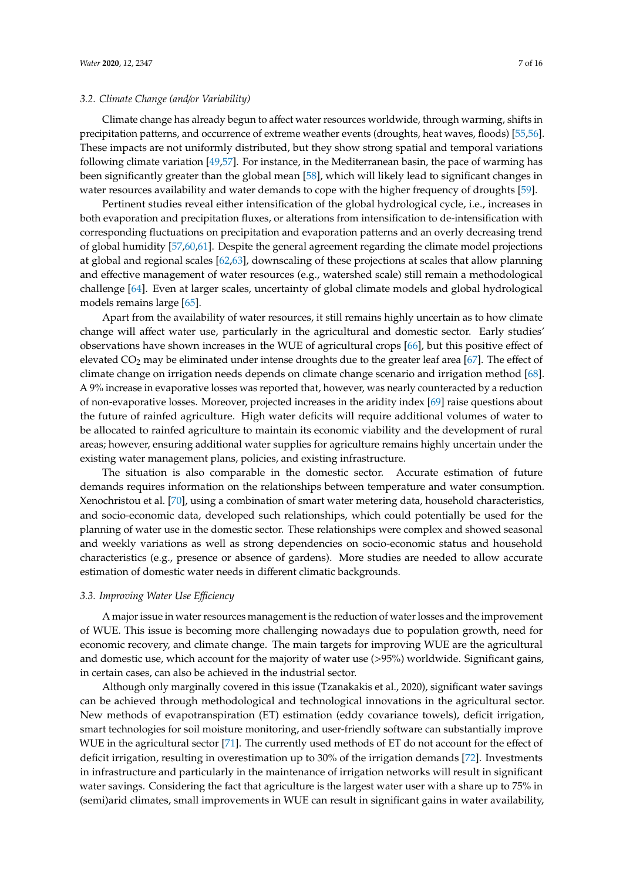### 3.2. Climate Change (and/or Variability)

Climate change has already begun to affect water resources worldwide, through warming, shifts in precipitation patterns, and occurrence of extreme weather events (droughts, heat waves, floods) [55,56]. These impacts are not uniformly distributed, but they show strong spatial and temporal variations following climate variation [49,57]. For instance, in the Mediterranean basin, the pace of warming has been significantly greater than the global mean [58], which will likely lead to significant changes in water resources availability and water demands to cope with the higher frequency of droughts [59].

Pertinent studies reveal either intensification of the global hydrological cycle, i.e., increases in both evaporation and precipitation fluxes, or alterations from intensification to de-intensification with corresponding fluctuations on precipitation and evaporation patterns and an overly decreasing trend of global humidity [57,60,61]. Despite the general agreement regarding the climate model projections at global and regional scales [62,63], downscaling of these projections at scales that allow planning and effective management of water resources (e.g., watershed scale) still remain a methodological challenge [64]. Even at larger scales, uncertainty of global climate models and global hydrological models remains large [65].

Apart from the availability of water resources, it still remains highly uncertain as to how climate change will affect water use, particularly in the agricultural and domestic sector. Early studies' observations have shown increases in the WUE of agricultural crops [66], but this positive effect of elevated $CO_2$ may be eliminated under intense droughts due to the greater leaf area [67]. The effect of climate change on irrigation needs depends on climate change scenario and irrigation method [68]. A 9% increase in evaporative losses was reported that, however, was nearly counteracted by a reduction of non-evaporative losses. Moreover, projected increases in the aridity index [69] raise questions about the future of rainfed agriculture. High water deficits will require additional volumes of water to be allocated to rainfed agriculture to maintain its economic viability and the development of rural areas; however, ensuring additional water supplies for agriculture remains highly uncertain under the existing water management plans, policies, and existing infrastructure.

The situation is also comparable in the domestic sector. Accurate estimation of future demands requires information on the relationships between temperature and water consumption. Xenochristou et al. [70], using a combination of smart water metering data, household characteristics, and socio-economic data, developed such relationships, which could potentially be used for the planning of water use in the domestic sector. These relationships were complex and showed seasonal and weekly variations as well as strong dependencies on socio-economic status and household characteristics (e.g., presence or absence of gardens). More studies are needed to allow accurate estimation of domestic water needs in different climatic backgrounds.

### 3.3. Improving Water Use Efficiency

A major issue in water resources management is the reduction of water losses and the improvement of WUE. This issue is becoming more challenging nowadays due to population growth, need for economic recovery, and climate change. The main targets for improving WUE are the agricultural and domestic use, which account for the majority of water use (>95%) worldwide. Significant gains, in certain cases, can also be achieved in the industrial sector.

Although only marginally covered in this issue (Tzanakakis et al., 2020), significant water savings can be achieved through methodological and technological innovations in the agricultural sector. New methods of evapotranspiration (ET) estimation (eddy covariance towels), deficit irrigation, smart technologies for soil moisture monitoring, and user-friendly software can substantially improve WUE in the agricultural sector [71]. The currently used methods of ET do not account for the effect of deficit irrigation, resulting in overestimation up to 30% of the irrigation demands [72]. Investments in infrastructure and particularly in the maintenance of irrigation networks will result in significant water savings. Considering the fact that agriculture is the largest water user with a share up to 75% in (semi)arid climates, small improvements in WUE can result in significant gains in water availability,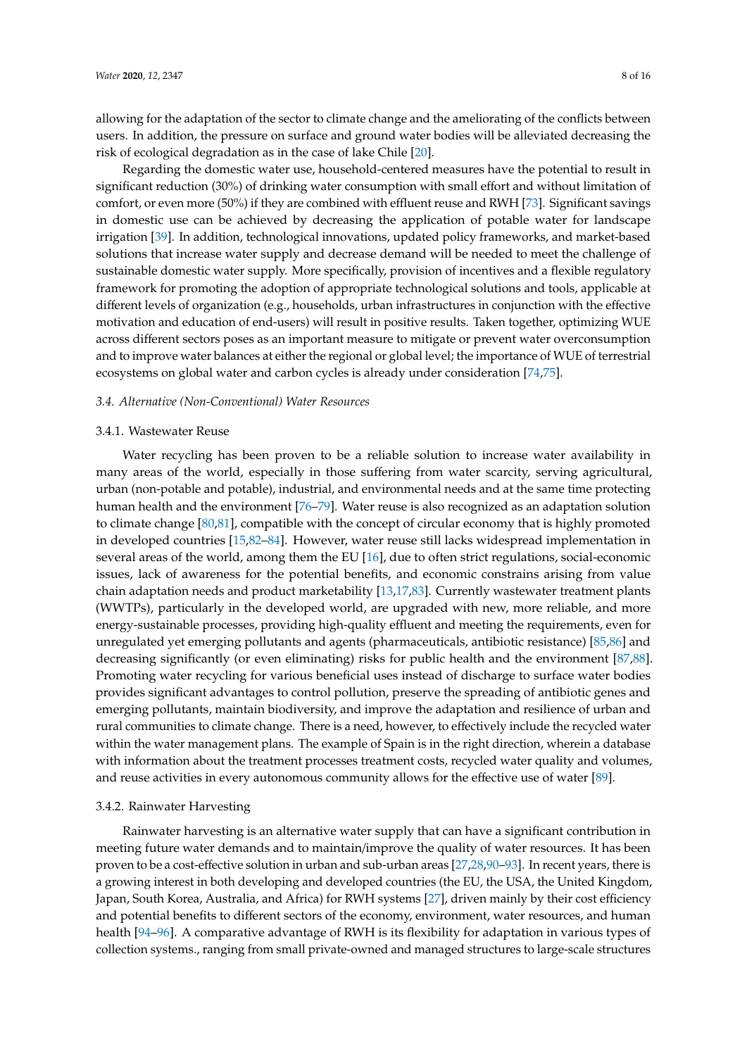allowing for the adaptation of the sector to climate change and the ameliorating of the conflicts between users. In addition, the pressure on surface and ground water bodies will be alleviated decreasing the risk of ecological degradation as in the case of lake Chile [20].

Regarding the domestic water use, household-centered measures have the potential to result in significant reduction (30%) of drinking water consumption with small effort and without limitation of comfort, or even more (50%) if they are combined with effluent reuse and RWH [73]. Significant savings in domestic use can be achieved by decreasing the application of potable water for landscape irrigation [39]. In addition, technological innovations, updated policy frameworks, and market-based solutions that increase water supply and decrease demand will be needed to meet the challenge of sustainable domestic water supply. More specifically, provision of incentives and a flexible regulatory framework for promoting the adoption of appropriate technological solutions and tools, applicable at different levels of organization (e.g., households, urban infrastructures in conjunction with the effective motivation and education of end-users) will result in positive results. Taken together, optimizing WUE across different sectors poses as an important measure to mitigate or prevent water overconsumption and to improve water balances at either the regional or global level; the importance of WUE of terrestrial ecosystems on global water and carbon cycles is already under consideration [74,75].

### 3.4. Alternative (Non-Conventional) Water Resources

#### 3.4.1. Wastewater Reuse

Water recycling has been proven to be a reliable solution to increase water availability in many areas of the world, especially in those suffering from water scarcity, serving agricultural, urban (non-potable and potable), industrial, and environmental needs and at the same time protecting human health and the environment [76–79]. Water reuse is also recognized as an adaptation solution to climate change [80,81], compatible with the concept of circular economy that is highly promoted in developed countries [15,82–84]. However, water reuse still lacks widespread implementation in several areas of the world, among them the EU [16], due to often strict regulations, social-economic issues, lack of awareness for the potential benefits, and economic constrains arising from value chain adaptation needs and product marketability [13,17,83]. Currently wastewater treatment plants (WWTPs), particularly in the developed world, are upgraded with new, more reliable, and more energy-sustainable processes, providing high-quality effluent and meeting the requirements, even for unregulated yet emerging pollutants and agents (pharmaceuticals, antibiotic resistance) [85,86] and decreasing significantly (or even eliminating) risks for public health and the environment [87,88]. Promoting water recycling for various beneficial uses instead of discharge to surface water bodies provides significant advantages to control pollution, preserve the spreading of antibiotic genes and emerging pollutants, maintain biodiversity, and improve the adaptation and resilience of urban and rural communities to climate change. There is a need, however, to effectively include the recycled water within the water management plans. The example of Spain is in the right direction, wherein a database with information about the treatment processes treatment costs, recycled water quality and volumes, and reuse activities in every autonomous community allows for the effective use of water [89].

#### 3.4.2. Rainwater Harvesting

Rainwater harvesting is an alternative water supply that can have a significant contribution in meeting future water demands and to maintain/improve the quality of water resources. It has been proven to be a cost-effective solution in urban and sub-urban areas [27,28,90–93]. In recent years, there is a growing interest in both developing and developed countries (the EU, the USA, the United Kingdom, Japan, South Korea, Australia, and Africa) for RWH systems [27], driven mainly by their cost efficiency and potential benefits to different sectors of the economy, environment, water resources, and human health [94–96]. A comparative advantage of RWH is its flexibility for adaptation in various types of collection systems., ranging from small private-owned and managed structures to large-scale structures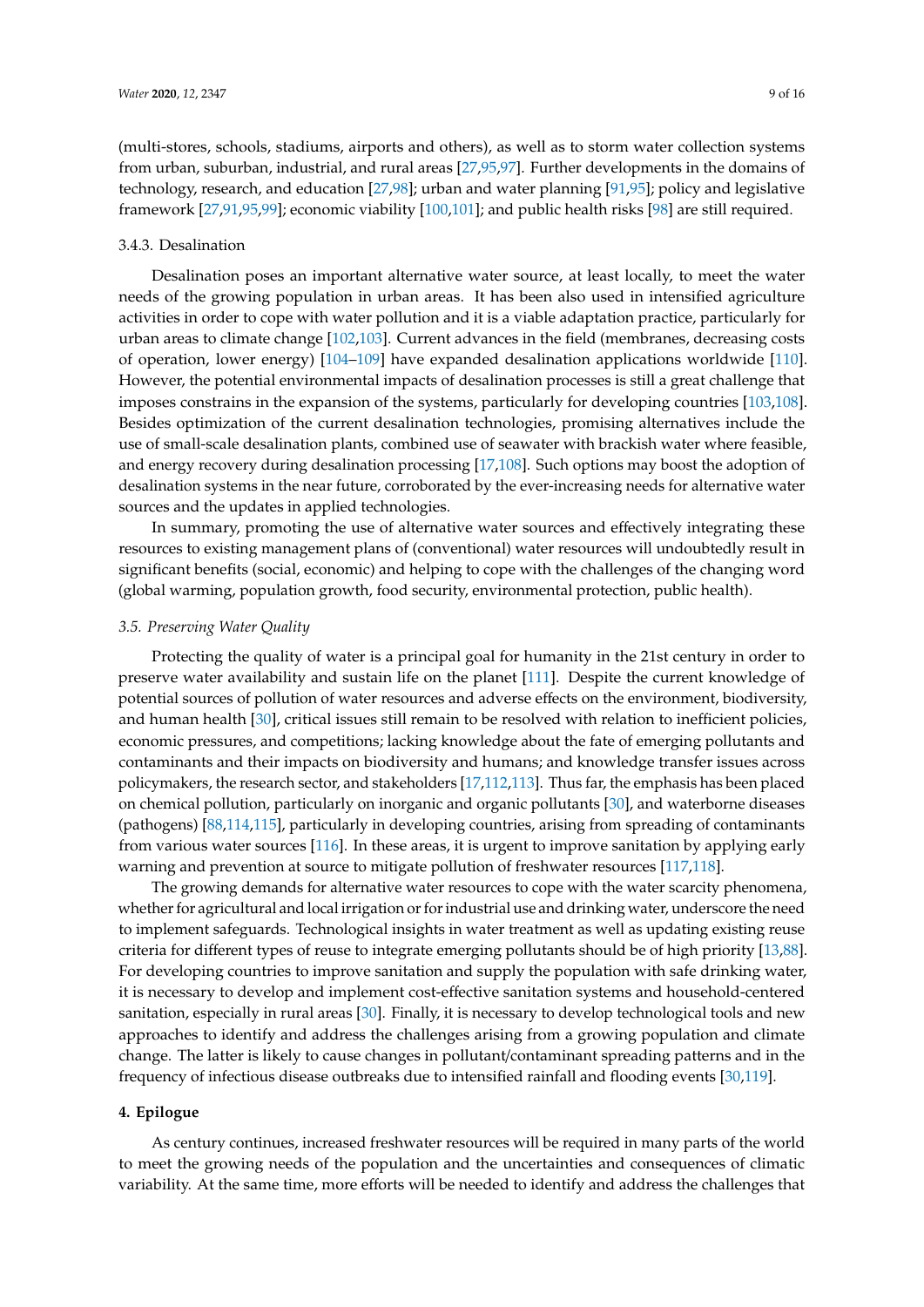(multi-stores, schools, stadiums, airports and others), as well as to storm water collection systems from urban, suburban, industrial, and rural areas [27,95,97]. Further developments in the domains of technology, research, and education [27,98]; urban and water planning [91,95]; policy and legislative framework [27,91,95,99]; economic viability [100,101]; and public health risks [98] are still required.

#### 3.4.3. Desalination

Desalination poses an important alternative water source, at least locally, to meet the water needs of the growing population in urban areas. It has been also used in intensified agriculture activities in order to cope with water pollution and it is a viable adaptation practice, particularly for urban areas to climate change [102,103]. Current advances in the field (membranes, decreasing costs of operation, lower energy) [104–109] have expanded desalination applications worldwide [110]. However, the potential environmental impacts of desalination processes is still a great challenge that imposes constrains in the expansion of the systems, particularly for developing countries [103,108]. Besides optimization of the current desalination technologies, promising alternatives include the use of small-scale desalination plants, combined use of seawater with brackish water where feasible, and energy recovery during desalination processing [17,108]. Such options may boost the adoption of desalination systems in the near future, corroborated by the ever-increasing needs for alternative water sources and the updates in applied technologies.

In summary, promoting the use of alternative water sources and effectively integrating these resources to existing management plans of (conventional) water resources will undoubtedly result in significant benefits (social, economic) and helping to cope with the challenges of the changing word (global warming, population growth, food security, environmental protection, public health).

### *3.5. Preserving Water Quality*

Protecting the quality of water is a principal goal for humanity in the 21st century in order to preserve water availability and sustain life on the planet [111]. Despite the current knowledge of potential sources of pollution of water resources and adverse effects on the environment, biodiversity, and human health [30], critical issues still remain to be resolved with relation to inefficient policies, economic pressures, and competitions; lacking knowledge about the fate of emerging pollutants and contaminants and their impacts on biodiversity and humans; and knowledge transfer issues across policymakers, the research sector, and stakeholders [17,112,113]. Thus far, the emphasis has been placed on chemical pollution, particularly on inorganic and organic pollutants [30], and waterborne diseases (pathogens) [88,114,115], particularly in developing countries, arising from spreading of contaminants from various water sources [116]. In these areas, it is urgent to improve sanitation by applying early warning and prevention at source to mitigate pollution of freshwater resources [117,118].

The growing demands for alternative water resources to cope with the water scarcity phenomena, whether for agricultural and local irrigation or for industrial use and drinking water, underscore the need to implement safeguards. Technological insights in water treatment as well as updating existing reuse criteria for different types of reuse to integrate emerging pollutants should be of high priority [13,88]. For developing countries to improve sanitation and supply the population with safe drinking water, it is necessary to develop and implement cost-effective sanitation systems and household-centered sanitation, especially in rural areas [30]. Finally, it is necessary to develop technological tools and new approaches to identify and address the challenges arising from a growing population and climate change. The latter is likely to cause changes in pollutant/contaminant spreading patterns and in the frequency of infectious disease outbreaks due to intensified rainfall and flooding events [30,119].

## 4. Epilogue

As century continues, increased freshwater resources will be required in many parts of the world to meet the growing needs of the population and the uncertainties and consequences of climatic variability. At the same time, more efforts will be needed to identify and address the challenges that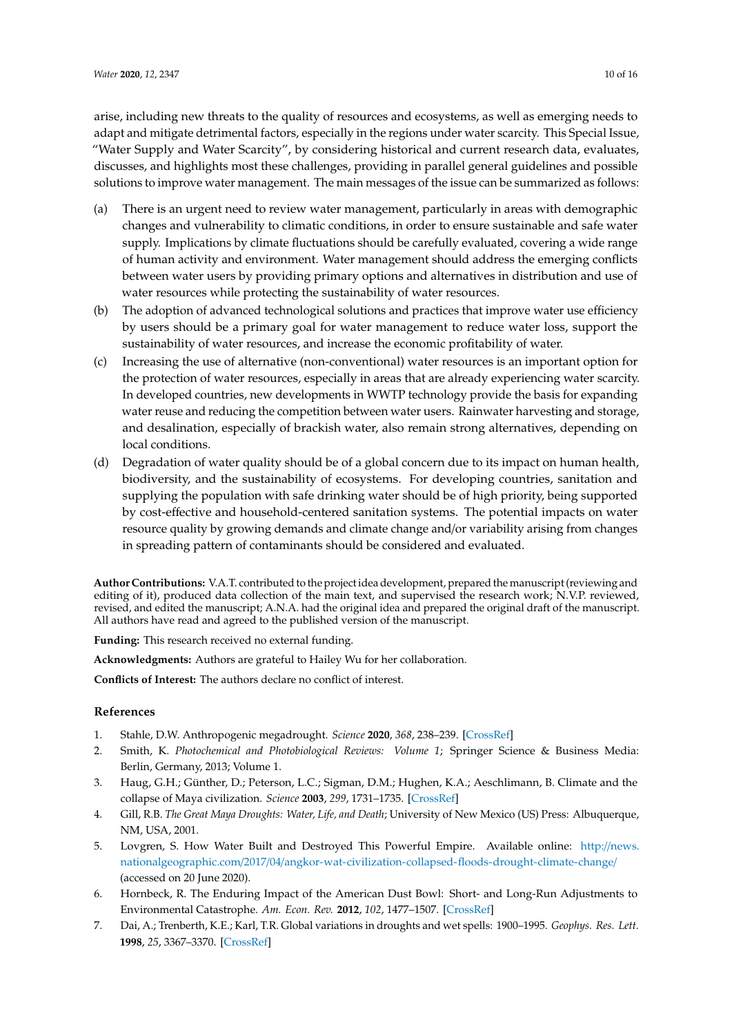arise, including new threats to the quality of resources and ecosystems, as well as emerging needs to adapt and mitigate detrimental factors, especially in the regions under water scarcity. This Special Issue, "Water Supply and Water Scarcity", by considering historical and current research data, evaluates, discusses, and highlights most these challenges, providing in parallel general guidelines and possible solutions to improve water management. The main messages of the issue can be summarized as follows:

(a) There is an urgent need to review water management, particularly in areas with demographic changes and vulnerability to climatic conditions, in order to ensure sustainable and safe water supply. Implications by climate fluctuations should be carefully evaluated, covering a wide range of human activity and environment. Water management should address the emerging conflicts between water users by providing primary options and alternatives in distribution and use of water resources while protecting the sustainability of water resources.

(b) The adoption of advanced technological solutions and practices that improve water use efficiency by users should be a primary goal for water management to reduce water loss, support the sustainability of water resources, and increase the economic profitability of water.

(c) Increasing the use of alternative (non-conventional) water resources is an important option for the protection of water resources, especially in areas that are already experiencing water scarcity. In developed countries, new developments in WWTP technology provide the basis for expanding water reuse and reducing the competition between water users. Rainwater harvesting and storage, and desalination, especially of brackish water, also remain strong alternatives, depending on local conditions.

(d) Degradation of water quality should be of a global concern due to its impact on human health, biodiversity, and the sustainability of ecosystems. For developing countries, sanitation and supplying the population with safe drinking water should be of high priority, being supported by cost-effective and household-centered sanitation systems. The potential impacts on water resource quality by growing demands and climate change and/or variability arising from changes in spreading pattern of contaminants should be considered and evaluated.

**Author Contributions:** V.A.T. contributed to the project idea development, prepared the manuscript (reviewing and editing of it), produced data collection of the main text, and supervised the research work; N.V.P. reviewed, revised, and edited the manuscript; A.N.A. had the original idea and prepared the original draft of the manuscript. All authors have read and agreed to the published version of the manuscript.

**Funding:** This research received no external funding.

**Acknowledgments:** Authors are grateful to Hailey Wu for her collaboration.

**Conflicts of Interest:** The authors declare no conflict of interest.

## References

1. Stahle, D.W. Anthropogenic megadrought. *Science* **2020**, *368*, 238–239. [CrossRef]
2. Smith, K. *Photochemical and Photobiological Reviews: Volume 1*; Springer Science & Business Media: Berlin, Germany, 2013; Volume 1.
3. Haug, G.H.; Günther, D.; Peterson, L.C.; Sigman, D.M.; Hughen, K.A.; Aeschlimann, B. Climate and the collapse of Maya civilization. *Science* **2003**, *299*, 1731–1735. [CrossRef]
4. Gill, R.B. *The Great Maya Droughts: Water, Life, and Death*; University of New Mexico (US) Press: Albuquerque, NM, USA, 2001.
5. Lovgren, S. How Water Built and Destroyed This Powerful Empire. Available online: http://news.nationalgeographic.com/2017/04/angkor-wat-civilization-collapsed-floods-drought-climate-change/ (accessed on 20 June 2020).
6. Hornbeck, R. The Enduring Impact of the American Dust Bowl: Short- and Long-Run Adjustments to Environmental Catastrophe. *Am. Econ. Rev.* **2012**, *102*, 1477–1507. [CrossRef]
7. Dai, A.; Trenberth, K.E.; Karl, T.R. Global variations in droughts and wet spells: 1900–1995. *Geophys. Res. Lett.* **1998**, *25*, 3367–3370. [CrossRef]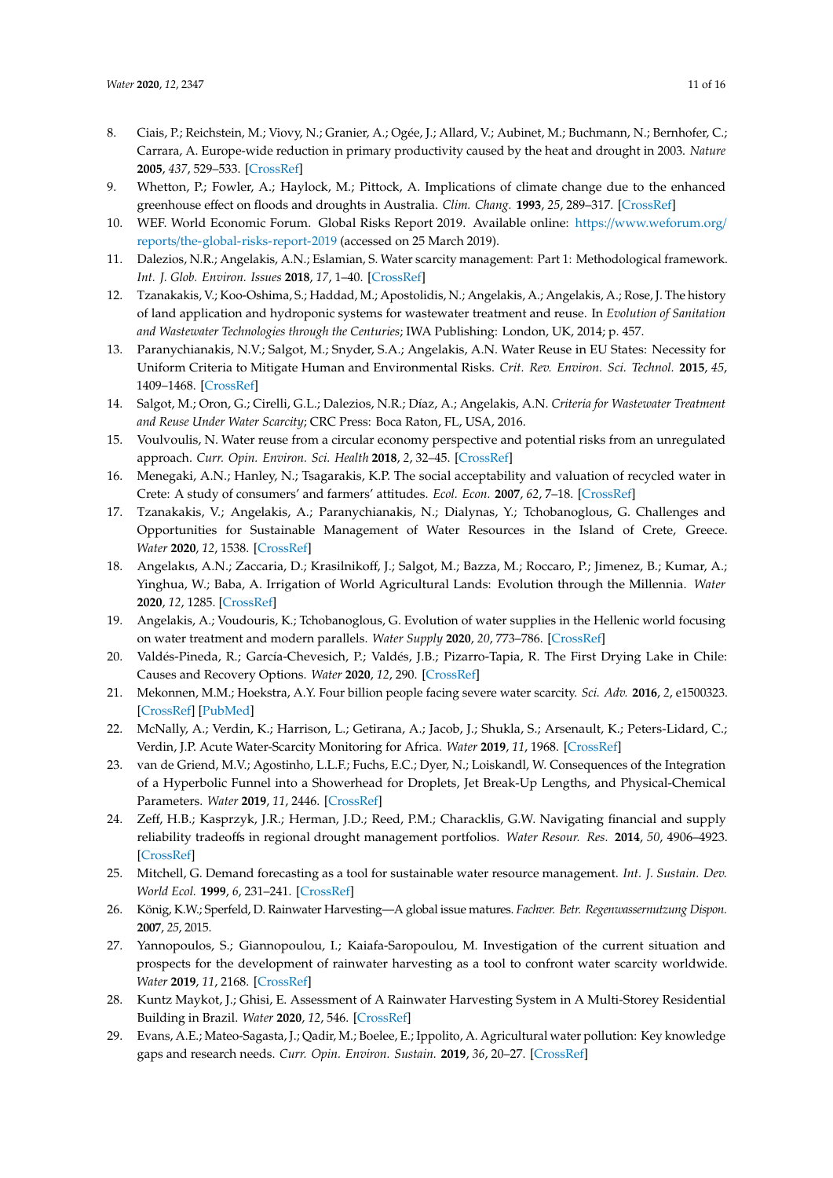8. Ciais, P.; Reichstein, M.; Viovy, N.; Granier, A.; Ogée, J.; Allard, V.; Aubinet, M.; Buchmann, N.; Bernhofer, C.; Carrara, A. Europe-wide reduction in primary productivity caused by the heat and drought in 2003. *Nature* **2005**, *437*, 529–533. [CrossRef]
9. Whetton, P.; Fowler, A.; Haylock, M.; Pittock, A. Implications of climate change due to the enhanced greenhouse effect on floods and droughts in Australia. *Clim. Chang.* **1993**, *25*, 289–317. [CrossRef]
10. WEF. World Economic Forum. Global Risks Report 2019. Available online: https://www.weforum.org/reports/the-global-risks-report-2019 (accessed on 25 March 2019).
11. Dalezios, N.R.; Angelakis, A.N.; Eslamian, S. Water scarcity management: Part 1: Methodological framework. *Int. J. Glob. Environ. Issues* **2018**, *17*, 1–40. [CrossRef]
12. Tzanakakis, V.; Koo-Oshima, S.; Haddad, M.; Apostolidis, N.; Angelakis, A.; Angelakis, A.; Rose, J. The history of land application and hydroponic systems for wastewater treatment and reuse. In *Evolution of Sanitation and Wastewater Technologies through the Centuries*; IWA Publishing: London, UK, 2014; p. 457.
13. Paranychianakis, N.V.; Salgot, M.; Snyder, S.A.; Angelakis, A.N. Water Reuse in EU States: Necessity for Uniform Criteria to Mitigate Human and Environmental Risks. *Crit. Rev. Environ. Sci. Technol.* **2015**, *45*, 1409–1468. [CrossRef]
14. Salgot, M.; Oron, G.; Cirelli, G.L.; Dalezios, N.R.; Díaz, A.; Angelakis, A.N. *Criteria for Wastewater Treatment and Reuse Under Water Scarcity*; CRC Press: Boca Raton, FL, USA, 2016.
15. Voulvoulis, N. Water reuse from a circular economy perspective and potential risks from an unregulated approach. *Curr. Opin. Environ. Sci. Health* **2018**, *2*, 32–45. [CrossRef]
16. Menegaki, A.N.; Hanley, N.; Tsagarakis, K.P. The social acceptability and valuation of recycled water in Crete: A study of consumers' and farmers' attitudes. *Ecol. Econ.* **2007**, *62*, 7–18. [CrossRef]
17. Tzanakakis, V.; Angelakis, A.; Paranychianakis, N.; Dialynas, Y.; Tchobanoglous, G. Challenges and Opportunities for Sustainable Management of Water Resources in the Island of Crete, Greece. *Water* **2020**, *12*, 1538. [CrossRef]
18. Angelakιs, A.N.; Zaccaria, D.; Krasilnikoff, J.; Salgot, M.; Bazza, M.; Roccaro, P.; Jimenez, B.; Kumar, A.; Yinghua, W.; Baba, A. Irrigation of World Agricultural Lands: Evolution through the Millennia. *Water* **2020**, *12*, 1285. [CrossRef]
19. Angelakis, A.; Voudouris, K.; Tchobanoglous, G. Evolution of water supplies in the Hellenic world focusing on water treatment and modern parallels. *Water Supply* **2020**, *20*, 773–786. [CrossRef]
20. Valdés-Pineda, R.; García-Chevesich, P.; Valdés, J.B.; Pizarro-Tapia, R. The First Drying Lake in Chile: Causes and Recovery Options. *Water* **2020**, *12*, 290. [CrossRef]
21. Mekonnen, M.M.; Hoekstra, A.Y. Four billion people facing severe water scarcity. *Sci. Adv.* **2016**, *2*, e1500323. [CrossRef] [PubMed]
22. McNally, A.; Verdin, K.; Harrison, L.; Getirana, A.; Jacob, J.; Shukla, S.; Arsenault, K.; Peters-Lidard, C.; Verdin, J.P. Acute Water-Scarcity Monitoring for Africa. *Water* **2019**, *11*, 1968. [CrossRef]
23. van de Griend, M.V.; Agostinho, L.L.F.; Fuchs, E.C.; Dyer, N.; Loiskandl, W. Consequences of the Integration of a Hyperbolic Funnel into a Showerhead for Droplets, Jet Break-Up Lengths, and Physical-Chemical Parameters. *Water* **2019**, *11*, 2446. [CrossRef]
24. Zeff, H.B.; Kasprzyk, J.R.; Herman, J.D.; Reed, P.M.; Characklis, G.W. Navigating financial and supply reliability tradeoffs in regional drought management portfolios. *Water Resour. Res.* **2014**, *50*, 4906–4923. [CrossRef]
25. Mitchell, G. Demand forecasting as a tool for sustainable water resource management. *Int. J. Sustain. Dev. World Ecol.* **1999**, *6*, 231–241. [CrossRef]
26. König, K.W.; Sperfeld, D. Rainwater Harvesting—A global issue matures. *Fachver. Betr. Regenwassernutzung Dispon.* **2007**, *25*, 2015.
27. Yannopoulos, S.; Giannopoulou, I.; Kaiafa-Saropoulou, M. Investigation of the current situation and prospects for the development of rainwater harvesting as a tool to confront water scarcity worldwide. *Water* **2019**, *11*, 2168. [CrossRef]
28. Kuntz Maykot, J.; Ghisi, E. Assessment of A Rainwater Harvesting System in A Multi-Storey Residential Building in Brazil. *Water* **2020**, *12*, 546. [CrossRef]
29. Evans, A.E.; Mateo-Sagasta, J.; Qadir, M.; Boelee, E.; Ippolito, A. Agricultural water pollution: Key knowledge gaps and research needs. *Curr. Opin. Environ. Sustain.* **2019**, *36*, 20–27. [CrossRef]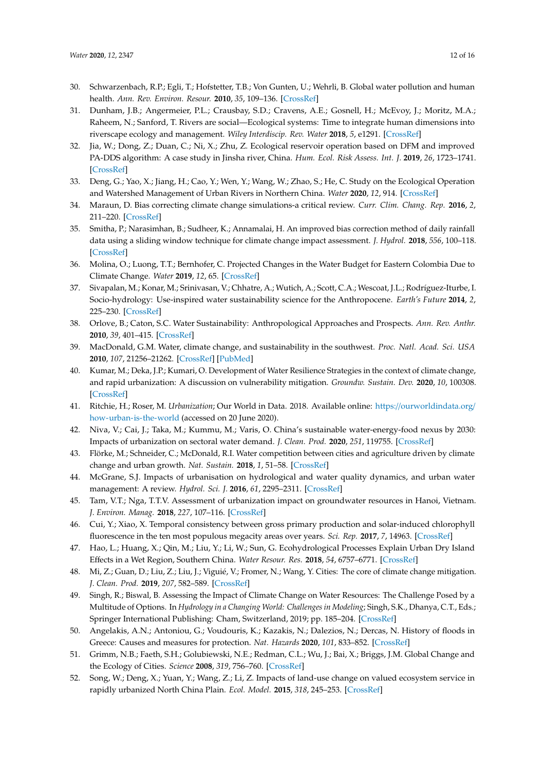30. Schwarzenbach, R.P.; Egli, T.; Hofstetter, T.B.; Von Gunten, U.; Wehrli, B. Global water pollution and human health. *Ann. Rev. Environ. Resour.* **2010**, *35*, 109–136. [CrossRef]
31. Dunham, J.B.; Angermeier, P.L.; Crausbay, S.D.; Cravens, A.E.; Gosnell, H.; McEvoy, J.; Moritz, M.A.; Raheem, N.; Sanford, T. Rivers are social—Ecological systems: Time to integrate human dimensions into riverscape ecology and management. *Wiley Interdiscip. Rev. Water* **2018**, *5*, e1291. [CrossRef]
32. Jia, W.; Dong, Z.; Duan, C.; Ni, X.; Zhu, Z. Ecological reservoir operation based on DFM and improved PA-DDS algorithm: A case study in Jinsha river, China. *Hum. Ecol. Risk Assess. Int. J.* **2019**, *26*, 1723–1741. [CrossRef]
33. Deng, G.; Yao, X.; Jiang, H.; Cao, Y.; Wen, Y.; Wang, W.; Zhao, S.; He, C. Study on the Ecological Operation and Watershed Management of Urban Rivers in Northern China. *Water* **2020**, *12*, 914. [CrossRef]
34. Maraun, D. Bias correcting climate change simulations-a critical review. *Curr. Clim. Chang. Rep.* **2016**, *2*, 211–220. [CrossRef]
35. Smitha, P.; Narasimhan, B.; Sudheer, K.; Annamalai, H. An improved bias correction method of daily rainfall data using a sliding window technique for climate change impact assessment. *J. Hydrol.* **2018**, *556*, 100–118. [CrossRef]
36. Molina, O.; Luong, T.T.; Bernhofer, C. Projected Changes in the Water Budget for Eastern Colombia Due to Climate Change. *Water* **2019**, *12*, 65. [CrossRef]
37. Sivapalan, M.; Konar, M.; Srinivasan, V.; Chhatre, A.; Wutich, A.; Scott, C.A.; Wescoat, J.L.; Rodríguez-Iturbe, I. Socio-hydrology: Use-inspired water sustainability science for the Anthropocene. *Earth's Future* **2014**, *2*, 225–230. [CrossRef]
38. Orlove, B.; Caton, S.C. Water Sustainability: Anthropological Approaches and Prospects. *Ann. Rev. Anthr.* **2010**, *39*, 401–415. [CrossRef]
39. MacDonald, G.M. Water, climate change, and sustainability in the southwest. *Proc. Natl. Acad. Sci. USA* **2010**, *107*, 21256–21262. [CrossRef] [PubMed]
40. Kumar, M.; Deka, J.P.; Kumari, O. Development of Water Resilience Strategies in the context of climate change, and rapid urbanization: A discussion on vulnerability mitigation. *Groundw. Sustain. Dev.* **2020**, *10*, 100308. [CrossRef]
41. Ritchie, H.; Roser, M. *Urbanization*; Our World in Data. 2018. Available online: https://ourworldindata.org/how-urban-is-the-world (accessed on 20 June 2020).
42. Niva, V.; Cai, J.; Taka, M.; Kummu, M.; Varis, O. China's sustainable water-energy-food nexus by 2030: Impacts of urbanization on sectoral water demand. *J. Clean. Prod.* **2020**, *251*, 119755. [CrossRef]
43. Flörke, M.; Schneider, C.; McDonald, R.I. Water competition between cities and agriculture driven by climate change and urban growth. *Nat. Sustain.* **2018**, *1*, 51–58. [CrossRef]
44. McGrane, S.J. Impacts of urbanisation on hydrological and water quality dynamics, and urban water management: A review. *Hydrol. Sci. J.* **2016**, *61*, 2295–2311. [CrossRef]
45. Tam, V.T.; Nga, T.T.V. Assessment of urbanization impact on groundwater resources in Hanoi, Vietnam. *J. Environ. Manag.* **2018**, *227*, 107–116. [CrossRef]
46. Cui, Y.; Xiao, X. Temporal consistency between gross primary production and solar-induced chlorophyll fluorescence in the ten most populous megacity areas over years. *Sci. Rep.* **2017**, *7*, 14963. [CrossRef]
47. Hao, L.; Huang, X.; Qin, M.; Liu, Y.; Li, W.; Sun, G. Ecohydrological Processes Explain Urban Dry Island Effects in a Wet Region, Southern China. *Water Resour. Res.* **2018**, *54*, 6757–6771. [CrossRef]
48. Mi, Z.; Guan, D.; Liu, Z.; Liu, J.; Viguié, V.; Fromer, N.; Wang, Y. Cities: The core of climate change mitigation. *J. Clean. Prod.* **2019**, *207*, 582–589. [CrossRef]
49. Singh, R.; Biswal, B. Assessing the Impact of Climate Change on Water Resources: The Challenge Posed by a Multitude of Options. In *Hydrology in a Changing World: Challenges in Modeling*; Singh, S.K., Dhanya, C.T., Eds.; Springer International Publishing: Cham, Switzerland, 2019; pp. 185–204. [CrossRef]
50. Angelakis, A.N.; Antoniou, G.; Voudouris, K.; Kazakis, N.; Dalezios, N.; Dercas, N. History of floods in Greece: Causes and measures for protection. *Nat. Hazards* **2020**, *101*, 833–852. [CrossRef]
51. Grimm, N.B.; Faeth, S.H.; Golubiewski, N.E.; Redman, C.L.; Wu, J.; Bai, X.; Briggs, J.M. Global Change and the Ecology of Cities. *Science* **2008**, *319*, 756–760. [CrossRef]
52. Song, W.; Deng, X.; Yuan, Y.; Wang, Z.; Li, Z. Impacts of land-use change on valued ecosystem service in rapidly urbanized North China Plain. *Ecol. Model.* **2015**, *318*, 245–253. [CrossRef]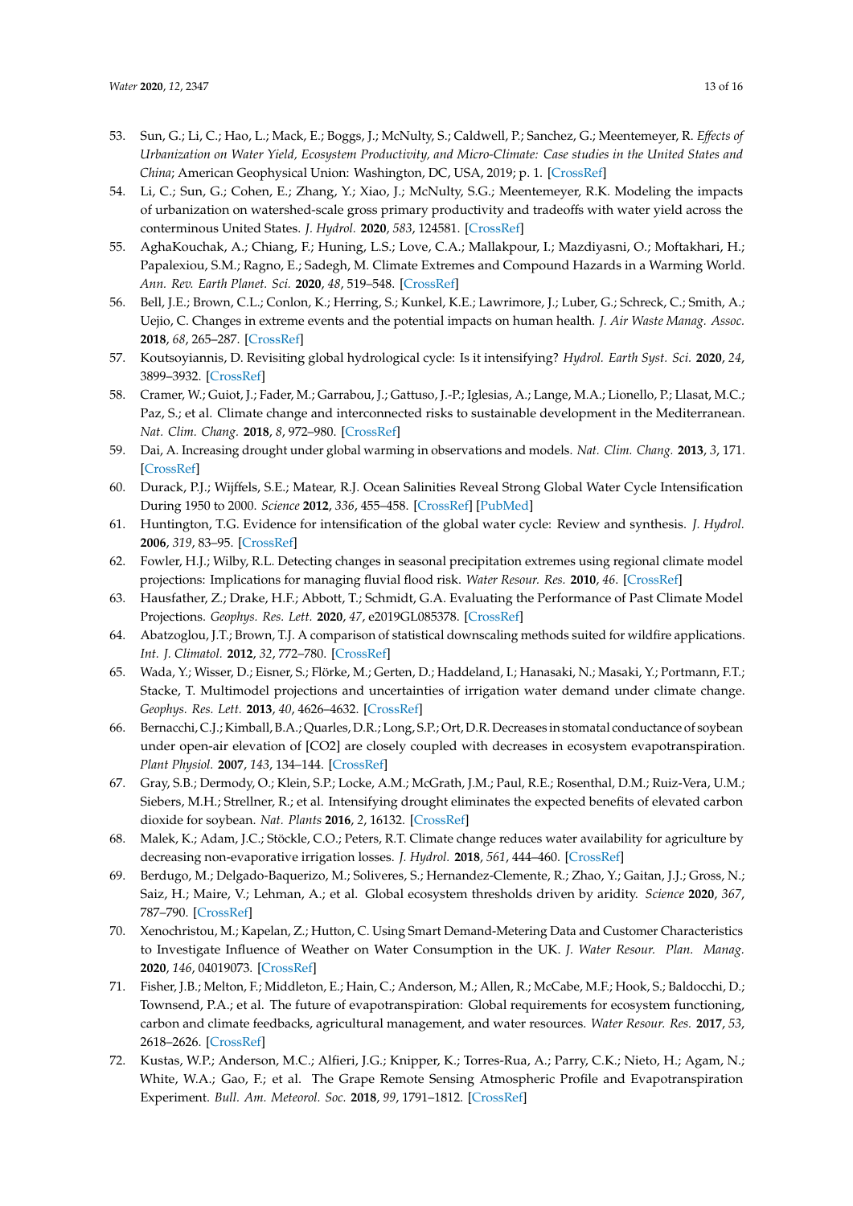53. Sun, G.; Li, C.; Hao, L.; Mack, E.; Boggs, J.; McNulty, S.; Caldwell, P.; Sanchez, G.; Meentemeyer, R. *Effects of Urbanization on Water Yield, Ecosystem Productivity, and Micro-Climate: Case studies in the United States and China*; American Geophysical Union: Washington, DC, USA, 2019; p. 1. [CrossRef]
54. Li, C.; Sun, G.; Cohen, E.; Zhang, Y.; Xiao, J.; McNulty, S.G.; Meentemeyer, R.K. Modeling the impacts of urbanization on watershed-scale gross primary productivity and tradeoffs with water yield across the conterminous United States. *J. Hydrol.* **2020**, *583*, 124581. [CrossRef]
55. AghaKouchak, A.; Chiang, F.; Huning, L.S.; Love, C.A.; Mallakpour, I.; Mazdiyasni, O.; Moftakhari, H.; Papalexiou, S.M.; Ragno, E.; Sadegh, M. Climate Extremes and Compound Hazards in a Warming World. *Ann. Rev. Earth Planet. Sci.* **2020**, *48*, 519–548. [CrossRef]
56. Bell, J.E.; Brown, C.L.; Conlon, K.; Herring, S.; Kunkel, K.E.; Lawrimore, J.; Luber, G.; Schreck, C.; Smith, A.; Uejio, C. Changes in extreme events and the potential impacts on human health. *J. Air Waste Manag. Assoc.* **2018**, *68*, 265–287. [CrossRef]
57. Koutsoyiannis, D. Revisiting global hydrological cycle: Is it intensifying? *Hydrol. Earth Syst. Sci.* **2020**, *24*, 3899–3932. [CrossRef]
58. Cramer, W.; Guiot, J.; Fader, M.; Garrabou, J.; Gattuso, J.-P.; Iglesias, A.; Lange, M.A.; Lionello, P.; Llasat, M.C.; Paz, S.; et al. Climate change and interconnected risks to sustainable development in the Mediterranean. *Nat. Clim. Chang.* **2018**, *8*, 972–980. [CrossRef]
59. Dai, A. Increasing drought under global warming in observations and models. *Nat. Clim. Chang.* **2013**, *3*, 171. [CrossRef]
60. Durack, P.J.; Wijffels, S.E.; Matear, R.J. Ocean Salinities Reveal Strong Global Water Cycle Intensification During 1950 to 2000. *Science* **2012**, *336*, 455–458. [CrossRef] [PubMed]
61. Huntington, T.G. Evidence for intensification of the global water cycle: Review and synthesis. *J. Hydrol.* **2006**, *319*, 83–95. [CrossRef]
62. Fowler, H.J.; Wilby, R.L. Detecting changes in seasonal precipitation extremes using regional climate model projections: Implications for managing fluvial flood risk. *Water Resour. Res.* **2010**, *46*. [CrossRef]
63. Hausfather, Z.; Drake, H.F.; Abbott, T.; Schmidt, G.A. Evaluating the Performance of Past Climate Model Projections. *Geophys. Res. Lett.* **2020**, *47*, e2019GL085378. [CrossRef]
64. Abatzoglou, J.T.; Brown, T.J. A comparison of statistical downscaling methods suited for wildfire applications. *Int. J. Climatol.* **2012**, *32*, 772–780. [CrossRef]
65. Wada, Y.; Wisser, D.; Eisner, S.; Flörke, M.; Gerten, D.; Haddeland, I.; Hanasaki, N.; Masaki, Y.; Portmann, F.T.; Stacke, T. Multimodel projections and uncertainties of irrigation water demand under climate change. *Geophys. Res. Lett.* **2013**, *40*, 4626–4632. [CrossRef]
66. Bernacchi, C.J.; Kimball, B.A.; Quarles, D.R.; Long, S.P.; Ort, D.R. Decreases in stomatal conductance of soybean under open-air elevation of [CO2] are closely coupled with decreases in ecosystem evapotranspiration. *Plant Physiol.* **2007**, *143*, 134–144. [CrossRef]
67. Gray, S.B.; Dermody, O.; Klein, S.P.; Locke, A.M.; McGrath, J.M.; Paul, R.E.; Rosenthal, D.M.; Ruiz-Vera, U.M.; Siebers, M.H.; Strellner, R.; et al. Intensifying drought eliminates the expected benefits of elevated carbon dioxide for soybean. *Nat. Plants* **2016**, *2*, 16132. [CrossRef]
68. Malek, K.; Adam, J.C.; Stöckle, C.O.; Peters, R.T. Climate change reduces water availability for agriculture by decreasing non-evaporative irrigation losses. *J. Hydrol.* **2018**, *561*, 444–460. [CrossRef]
69. Berdugo, M.; Delgado-Baquerizo, M.; Soliveres, S.; Hernandez-Clemente, R.; Zhao, Y.; Gaitan, J.J.; Gross, N.; Saiz, H.; Maire, V.; Lehman, A.; et al. Global ecosystem thresholds driven by aridity. *Science* **2020**, *367*, 787–790. [CrossRef]
70. Xenochristou, M.; Kapelan, Z.; Hutton, C. Using Smart Demand-Metering Data and Customer Characteristics to Investigate Influence of Weather on Water Consumption in the UK. *J. Water Resour. Plan. Manag.* **2020**, *146*, 04019073. [CrossRef]
71. Fisher, J.B.; Melton, F.; Middleton, E.; Hain, C.; Anderson, M.; Allen, R.; McCabe, M.F.; Hook, S.; Baldocchi, D.; Townsend, P.A.; et al. The future of evapotranspiration: Global requirements for ecosystem functioning, carbon and climate feedbacks, agricultural management, and water resources. *Water Resour. Res.* **2017**, *53*, 2618–2626. [CrossRef]
72. Kustas, W.P.; Anderson, M.C.; Alfieri, J.G.; Knipper, K.; Torres-Rua, A.; Parry, C.K.; Nieto, H.; Agam, N.; White, W.A.; Gao, F.; et al. The Grape Remote Sensing Atmospheric Profile and Evapotranspiration Experiment. *Bull. Am. Meteorol. Soc.* **2018**, *99*, 1791–1812. [CrossRef]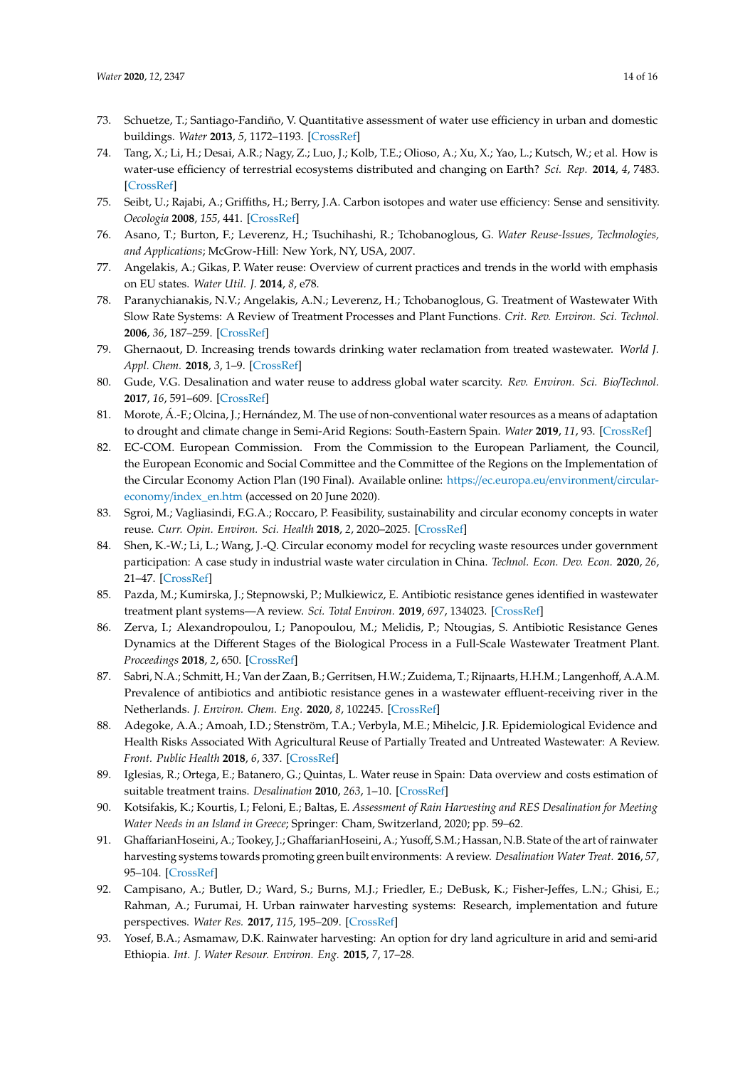73. Schuetze, T.; Santiago-Fandiño, V. Quantitative assessment of water use efficiency in urban and domestic buildings. *Water* **2013**, *5*, 1172–1193. [CrossRef]
74. Tang, X.; Li, H.; Desai, A.R.; Nagy, Z.; Luo, J.; Kolb, T.E.; Olioso, A.; Xu, X.; Yao, L.; Kutsch, W.; et al. How is water-use efficiency of terrestrial ecosystems distributed and changing on Earth? *Sci. Rep.* **2014**, *4*, 7483. [CrossRef]
75. Seibt, U.; Rajabi, A.; Griffiths, H.; Berry, J.A. Carbon isotopes and water use efficiency: Sense and sensitivity. *Oecologia* **2008**, *155*, 441. [CrossRef]
76. Asano, T.; Burton, F.; Leverenz, H.; Tsuchihashi, R.; Tchobanoglous, G. *Water Reuse-Issues, Technologies, and Applications*; McGrow-Hill: New York, NY, USA, 2007.
77. Angelakis, A.; Gikas, P. Water reuse: Overview of current practices and trends in the world with emphasis on EU states. *Water Util. J.* **2014**, *8*, e78.
78. Paranychianakis, N.V.; Angelakis, A.N.; Leverenz, H.; Tchobanoglous, G. Treatment of Wastewater With Slow Rate Systems: A Review of Treatment Processes and Plant Functions. *Crit. Rev. Environ. Sci. Technol.* **2006**, *36*, 187–259. [CrossRef]
79. Ghernaout, D. Increasing trends towards drinking water reclamation from treated wastewater. *World J. Appl. Chem.* **2018**, *3*, 1–9. [CrossRef]
80. Gude, V.G. Desalination and water reuse to address global water scarcity. *Rev. Environ. Sci. Bio/Technol.* **2017**, *16*, 591–609. [CrossRef]
81. Morote, Á.-F.; Olcina, J.; Hernández, M. The use of non-conventional water resources as a means of adaptation to drought and climate change in Semi-Arid Regions: South-Eastern Spain. *Water* **2019**, *11*, 93. [CrossRef]
82. EC-COM. European Commission. From the Commission to the European Parliament, the Council, the European Economic and Social Committee and the Committee of the Regions on the Implementation of the Circular Economy Action Plan (190 Final). Available online: https://ec.europa.eu/environment/circular-economy/index_en.htm (accessed on 20 June 2020).
83. Sgroi, M.; Vagliasindi, F.G.A.; Roccaro, P. Feasibility, sustainability and circular economy concepts in water reuse. *Curr. Opin. Environ. Sci. Health* **2018**, *2*, 2020–2025. [CrossRef]
84. Shen, K.-W.; Li, L.; Wang, J.-Q. Circular economy model for recycling waste resources under government participation: A case study in industrial waste water circulation in China. *Technol. Econ. Dev. Econ.* **2020**, *26*, 21–47. [CrossRef]
85. Pazda, M.; Kumirska, J.; Stepnowski, P.; Mulkiewicz, E. Antibiotic resistance genes identified in wastewater treatment plant systems—A review. *Sci. Total Environ.* **2019**, *697*, 134023. [CrossRef]
86. Zerva, I.; Alexandropoulou, I.; Panopoulou, M.; Melidis, P.; Ntougias, S. Antibiotic Resistance Genes Dynamics at the Different Stages of the Biological Process in a Full-Scale Wastewater Treatment Plant. *Proceedings* **2018**, *2*, 650. [CrossRef]
87. Sabri, N.A.; Schmitt, H.; Van der Zaan, B.; Gerritsen, H.W.; Zuidema, T.; Rijnaarts, H.H.M.; Langenhoff, A.A.M. Prevalence of antibiotics and antibiotic resistance genes in a wastewater effluent-receiving river in the Netherlands. *J. Environ. Chem. Eng.* **2020**, *8*, 102245. [CrossRef]
88. Adegoke, A.A.; Amoah, I.D.; Stenström, T.A.; Verbyla, M.E.; Mihelcic, J.R. Epidemiological Evidence and Health Risks Associated With Agricultural Reuse of Partially Treated and Untreated Wastewater: A Review. *Front. Public Health* **2018**, *6*, 337. [CrossRef]
89. Iglesias, R.; Ortega, E.; Batanero, G.; Quintas, L. Water reuse in Spain: Data overview and costs estimation of suitable treatment trains. *Desalination* **2010**, *263*, 1–10. [CrossRef]
90. Kotsifakis, K.; Kourtis, I.; Feloni, E.; Baltas, E. *Assessment of Rain Harvesting and RES Desalination for Meeting Water Needs in an Island in Greece*; Springer: Cham, Switzerland, 2020; pp. 59–62.
91. GhaffarianHoseini, A.; Tookey, J.; GhaffarianHoseini, A.; Yusoff, S.M.; Hassan, N.B. State of the art of rainwater harvesting systems towards promoting green built environments: A review. *Desalination Water Treat.* **2016**, *57*, 95–104. [CrossRef]
92. Campisano, A.; Butler, D.; Ward, S.; Burns, M.J.; Friedler, E.; DeBusk, K.; Fisher-Jeffes, L.N.; Ghisi, E.; Rahman, A.; Furumai, H. Urban rainwater harvesting systems: Research, implementation and future perspectives. *Water Res.* **2017**, *115*, 195–209. [CrossRef]
93. Yosef, B.A.; Asmamaw, D.K. Rainwater harvesting: An option for dry land agriculture in arid and semi-arid Ethiopia. *Int. J. Water Resour. Environ. Eng.* **2015**, *7*, 17–28.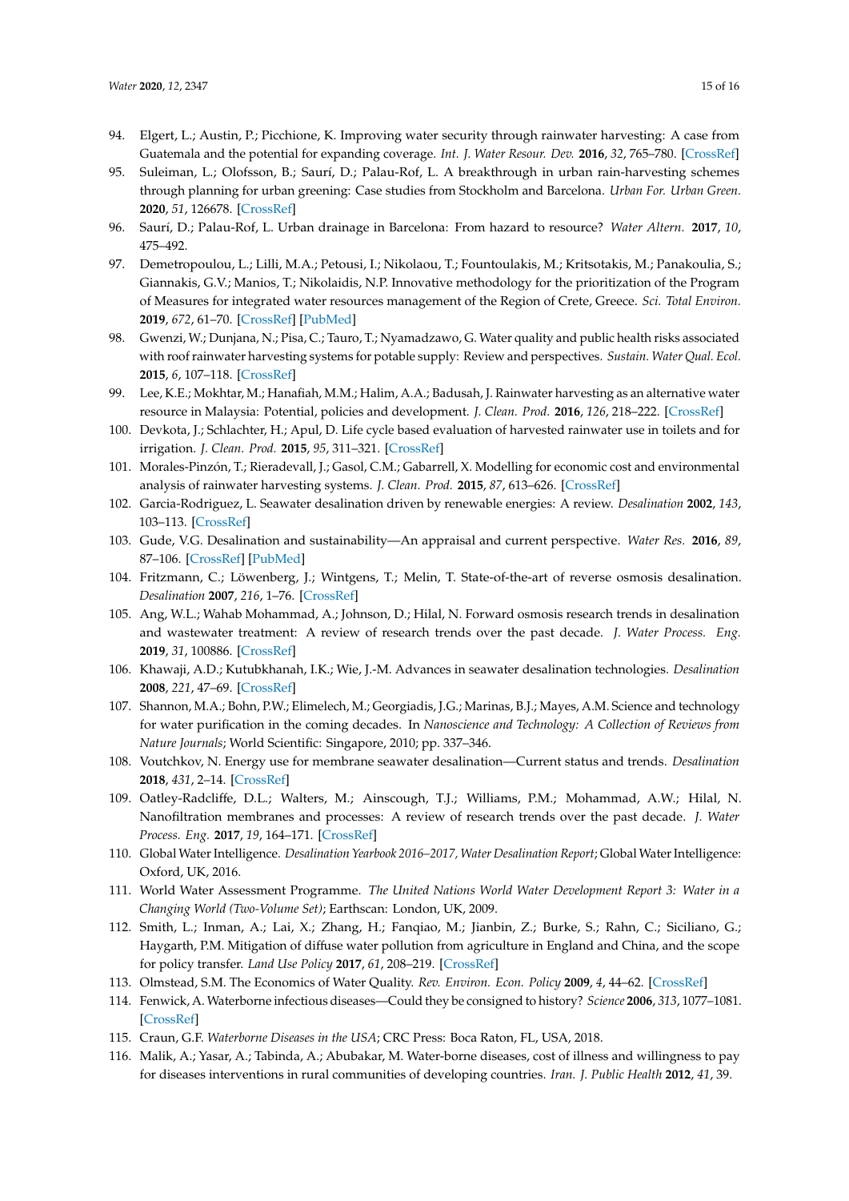94. Elgert, L.; Austin, P.; Picchione, K. Improving water security through rainwater harvesting: A case from Guatemala and the potential for expanding coverage. *Int. J. Water Resour. Dev.* **2016**, *32*, 765–780. [CrossRef]
95. Suleiman, L.; Olofsson, B.; Saurí, D.; Palau-Rof, L. A breakthrough in urban rain-harvesting schemes through planning for urban greening: Case studies from Stockholm and Barcelona. *Urban For. Urban Green.* **2020**, *51*, 126678. [CrossRef]
96. Saurí, D.; Palau-Rof, L. Urban drainage in Barcelona: From hazard to resource? *Water Altern.* **2017**, *10*, 475–492.
97. Demetropoulou, L.; Lilli, M.A.; Petousi, I.; Nikolaou, T.; Fountoulakis, M.; Kritsotakis, M.; Panakoulia, S.; Giannakis, G.V.; Manios, T.; Nikolaidis, N.P. Innovative methodology for the prioritization of the Program of Measures for integrated water resources management of the Region of Crete, Greece. *Sci. Total Environ.* **2019**, *672*, 61–70. [CrossRef] [PubMed]
98. Gwenzi, W.; Dunjana, N.; Pisa, C.; Tauro, T.; Nyamadzawo, G. Water quality and public health risks associated with roof rainwater harvesting systems for potable supply: Review and perspectives. *Sustain. Water Qual. Ecol.* **2015**, *6*, 107–118. [CrossRef]
99. Lee, K.E.; Mokhtar, M.; Hanafiah, M.M.; Halim, A.A.; Badusah, J. Rainwater harvesting as an alternative water resource in Malaysia: Potential, policies and development. *J. Clean. Prod.* **2016**, *126*, 218–222. [CrossRef]
100. Devkota, J.; Schlachter, H.; Apul, D. Life cycle based evaluation of harvested rainwater use in toilets and for irrigation. *J. Clean. Prod.* **2015**, *95*, 311–321. [CrossRef]
101. Morales-Pinzón, T.; Rieradevall, J.; Gasol, C.M.; Gabarrell, X. Modelling for economic cost and environmental analysis of rainwater harvesting systems. *J. Clean. Prod.* **2015**, *87*, 613–626. [CrossRef]
102. Garcia-Rodriguez, L. Seawater desalination driven by renewable energies: A review. *Desalination* **2002**, *143*, 103–113. [CrossRef]
103. Gude, V.G. Desalination and sustainability—An appraisal and current perspective. *Water Res.* **2016**, *89*, 87–106. [CrossRef] [PubMed]
104. Fritzmann, C.; Löwenberg, J.; Wintgens, T.; Melin, T. State-of-the-art of reverse osmosis desalination. *Desalination* **2007**, *216*, 1–76. [CrossRef]
105. Ang, W.L.; Wahab Mohammad, A.; Johnson, D.; Hilal, N. Forward osmosis research trends in desalination and wastewater treatment: A review of research trends over the past decade. *J. Water Process. Eng.* **2019**, *31*, 100886. [CrossRef]
106. Khawaji, A.D.; Kutubkhanah, I.K.; Wie, J.-M. Advances in seawater desalination technologies. *Desalination* **2008**, *221*, 47–69. [CrossRef]
107. Shannon, M.A.; Bohn, P.W.; Elimelech, M.; Georgiadis, J.G.; Marinas, B.J.; Mayes, A.M. Science and technology for water purification in the coming decades. In *Nanoscience and Technology: A Collection of Reviews from Nature Journals*; World Scientific: Singapore, 2010; pp. 337–346.
108. Voutchkov, N. Energy use for membrane seawater desalination—Current status and trends. *Desalination* **2018**, *431*, 2–14. [CrossRef]
109. Oatley-Radcliffe, D.L.; Walters, M.; Ainscough, T.J.; Williams, P.M.; Mohammad, A.W.; Hilal, N. Nanofiltration membranes and processes: A review of research trends over the past decade. *J. Water Process. Eng.* **2017**, *19*, 164–171. [CrossRef]
110. Global Water Intelligence. *Desalination Yearbook 2016–2017, Water Desalination Report*; Global Water Intelligence: Oxford, UK, 2016.
111. World Water Assessment Programme. *The United Nations World Water Development Report 3: Water in a Changing World (Two-Volume Set)*; Earthscan: London, UK, 2009.
112. Smith, L.; Inman, A.; Lai, X.; Zhang, H.; Fanqiao, M.; Jianbin, Z.; Burke, S.; Rahn, C.; Siciliano, G.; Haygarth, P.M. Mitigation of diffuse water pollution from agriculture in England and China, and the scope for policy transfer. *Land Use Policy* **2017**, *61*, 208–219. [CrossRef]
113. Olmstead, S.M. The Economics of Water Quality. *Rev. Environ. Econ. Policy* **2009**, *4*, 44–62. [CrossRef]
114. Fenwick, A. Waterborne infectious diseases—Could they be consigned to history? *Science* **2006**, *313*, 1077–1081. [CrossRef]
115. Craun, G.F. *Waterborne Diseases in the USA*; CRC Press: Boca Raton, FL, USA, 2018.
116. Malik, A.; Yasar, A.; Tabinda, A.; Abubakar, M. Water-borne diseases, cost of illness and willingness to pay for diseases interventions in rural communities of developing countries. *Iran. J. Public Health* **2012**, *41*, 39.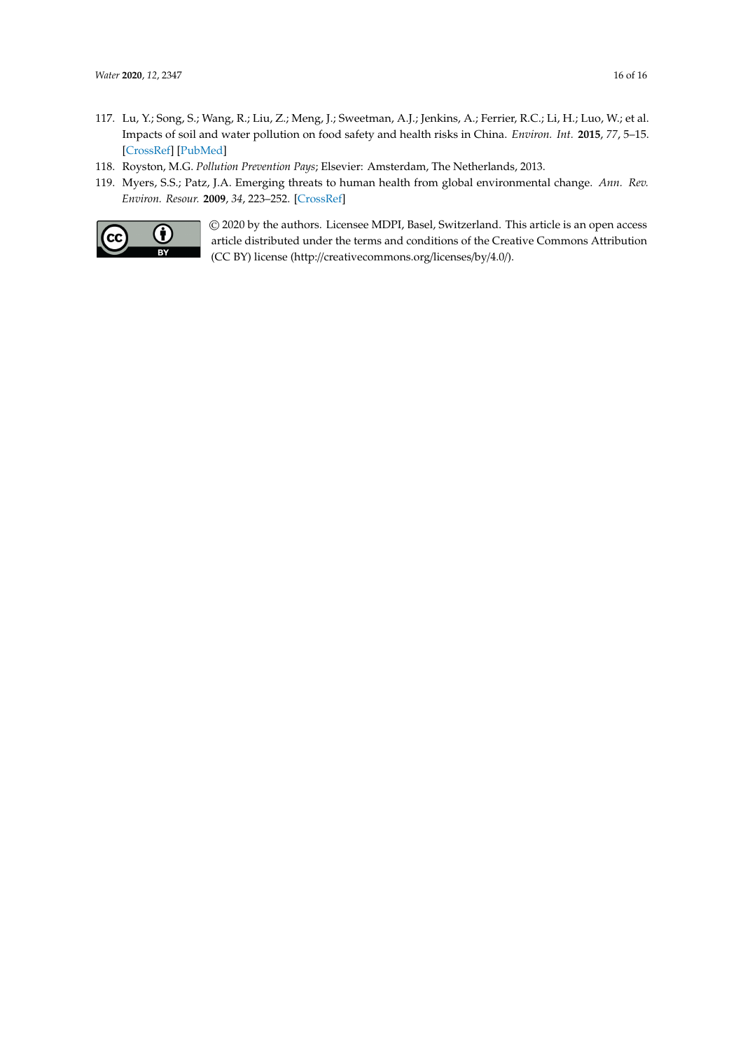117. Lu, Y.; Song, S.; Wang, R.; Liu, Z.; Meng, J.; Sweetman, A.J.; Jenkins, A.; Ferrier, R.C.; Li, H.; Luo, W.; et al. Impacts of soil and water pollution on food safety and health risks in China. *Environ. Int.* **2015**, *77*, 5–15. [CrossRef] [PubMed]
118. Royston, M.G. *Pollution Prevention Pays*; Elsevier: Amsterdam, The Netherlands, 2013.
119. Myers, S.S.; Patz, J.A. Emerging threats to human health from global environmental change. *Ann. Rev. Environ. Resour.* **2009**, *34*, 223–252. [CrossRef]

© 2020 by the authors. Licensee MDPI, Basel, Switzerland. This article is an open access article distributed under the terms and conditions of the Creative Commons Attribution (CC BY) license (http://creativecommons.org/licenses/by/4.0/).